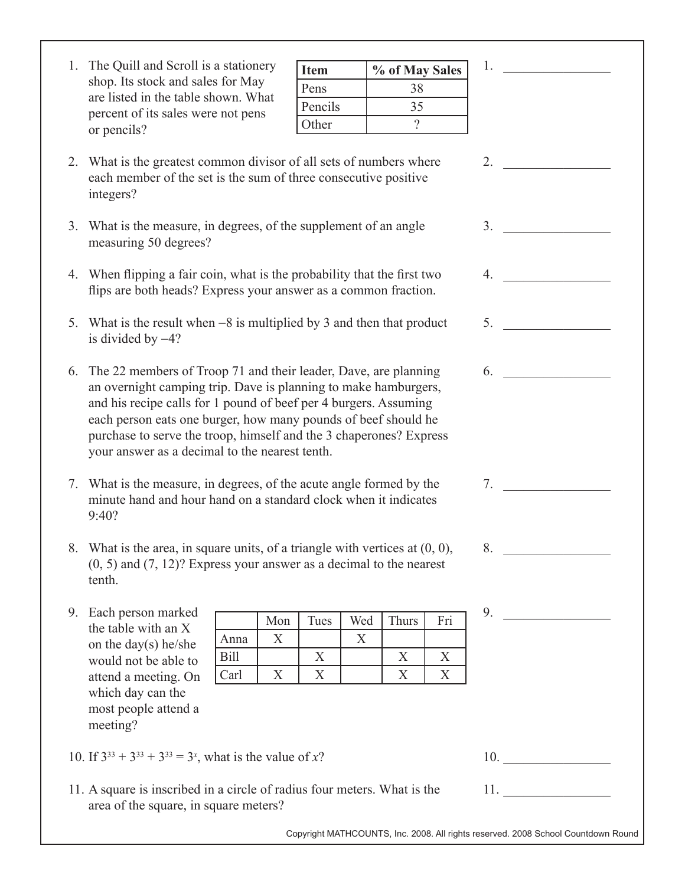1. The Quill and Scroll is a stationery shop. Its stock and sales for May are listed in the table shown. What percent of its sales were not pens or pencils?

| Item | % of May Sales |
|---|---|
| Pens | 38 |
| Pencils | 35 |
| Other | ? |

1. ________________

2. What is the greatest common divisor of all sets of numbers where each member of the set is the sum of three consecutive positive integers?

2. ________________

3. What is the measure, in degrees, of the supplement of an angle measuring 50 degrees?

3. ________________

4. When flipping a fair coin, what is the probability that the first two flips are both heads? Express your answer as a common fraction.

4. ________________

5. What is the result when $-8$ is multiplied by 3 and then that product is divided by $-4$?

5. ________________

6. The 22 members of Troop 71 and their leader, Dave, are planning an overnight camping trip. Dave is planning to make hamburgers, and his recipe calls for 1 pound of beef per 4 burgers. Assuming each person eats one burger, how many pounds of beef should he purchase to serve the troop, himself and the 3 chaperones? Express your answer as a decimal to the nearest tenth.

6. ________________

7. What is the measure, in degrees, of the acute angle formed by the minute hand and hour hand on a standard clock when it indicates 9:40?

7. ________________

8. What is the area, in square units, of a triangle with vertices at (0, 0), (0, 5) and (7, 12)? Express your answer as a decimal to the nearest tenth.

8. ________________

9. Each person marked the table with an X on the day(s) he/she would not be able to attend a meeting. On which day can the most people attend a meeting?

| | Mon | Tues | Wed | Thurs | Fri |
|---|---|---|---|---|---|
| Anna | X | | X | | |
| Bill | | X | | X | X |
| Carl | X | X | | X | X |

9. ________________

10. If $3^{33} + 3^{33} + 3^{33} = 3^x$, what is the value of $x$?

10. ________________

11. A square is inscribed in a circle of radius four meters. What is the area of the square, in square meters?

11. ________________

Copyright MATHCOUNTS, Inc. 2008. All rights reserved. 2008 School Countdown Round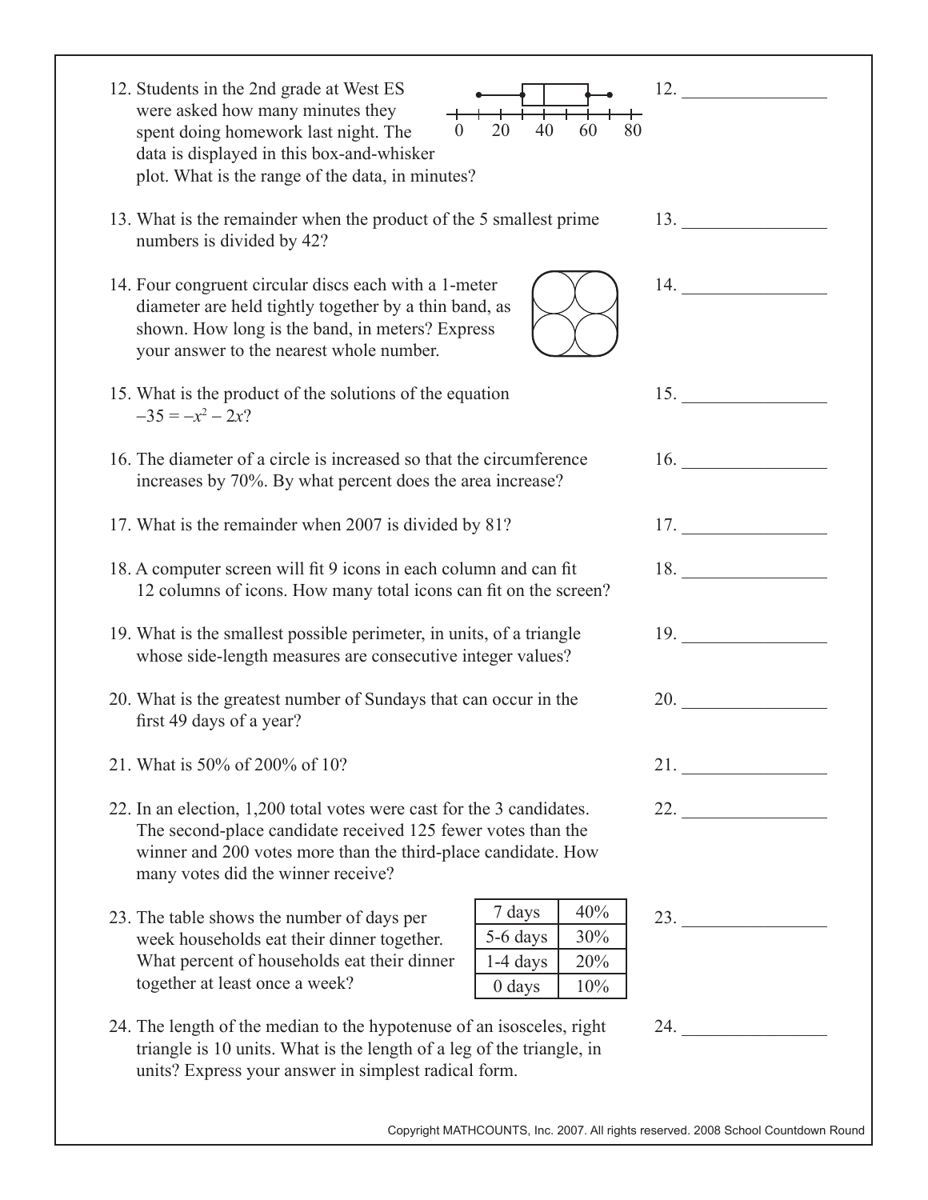12. Students in the 2nd grade at West ES were asked how many minutes they spent doing homework last night. The data is displayed in this box-and-whisker plot. What is the range of the data, in minutes?

12. ________________

13. What is the remainder when the product of the 5 smallest prime numbers is divided by 42?

13. ________________

14. Four congruent circular discs each with a 1-meter diameter are held tightly together by a thin band, as shown. How long is the band, in meters? Express your answer to the nearest whole number.

14. ________________

15. What is the product of the solutions of the equation $-35 = -x^2 - 2x$?

15. ________________

16. The diameter of a circle is increased so that the circumference increases by 70%. By what percent does the area increase?

16. ________________

17. What is the remainder when 2007 is divided by 81?

17. ________________

18. A computer screen will fit 9 icons in each column and can fit 12 columns of icons. How many total icons can fit on the screen?

18. ________________

19. What is the smallest possible perimeter, in units, of a triangle whose side-length measures are consecutive integer values?

19. ________________

20. What is the greatest number of Sundays that can occur in the first 49 days of a year?

20. ________________

21. What is 50% of 200% of 10?

21. ________________

22. In an election, 1,200 total votes were cast for the 3 candidates. The second-place candidate received 125 fewer votes than the winner and 200 votes more than the third-place candidate. How many votes did the winner receive?

22. ________________

23. The table shows the number of days per week households eat their dinner together. What percent of households eat their dinner together at least once a week?

| 7 days | 40% |
|---|---|
| 5-6 days | 30% |
| 1-4 days | 20% |
| 0 days | 10% |

23. ________________

24. The length of the median to the hypotenuse of an isosceles, right triangle is 10 units. What is the length of a leg of the triangle, in units? Express your answer in simplest radical form.

24. ________________

Copyright MATHCOUNTS, Inc. 2007. All rights reserved. 2008 School Countdown Round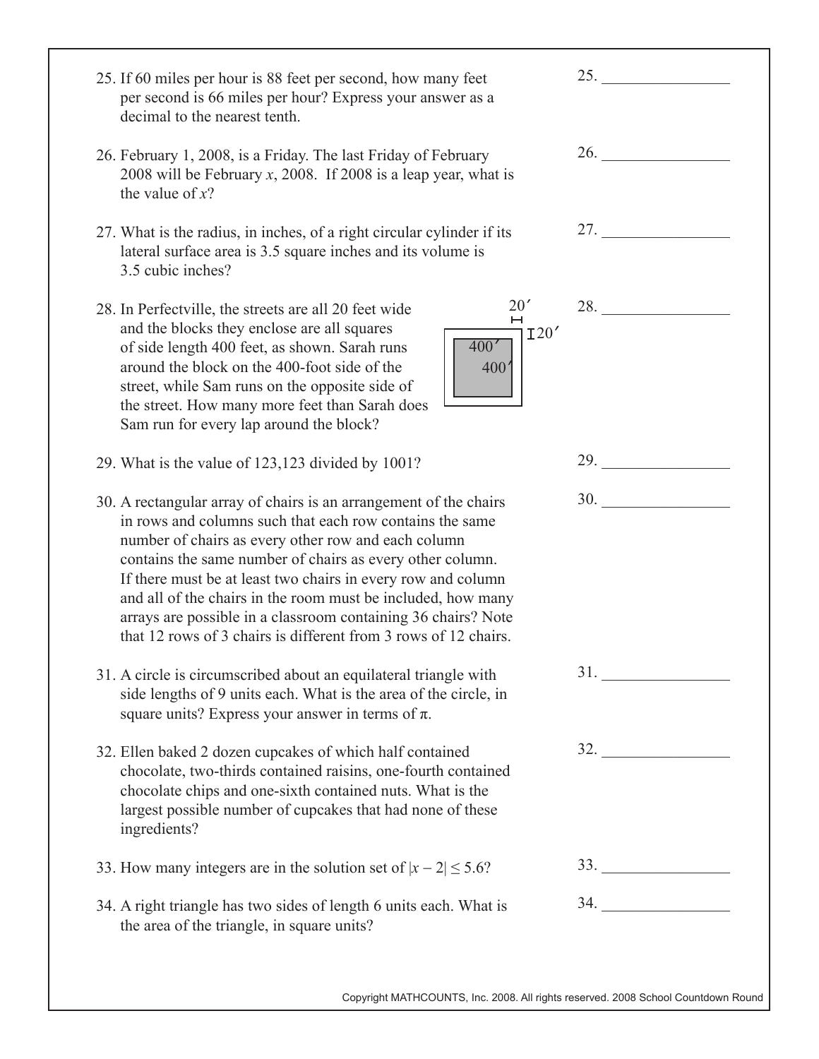25. If 60 miles per hour is 88 feet per second, how many feet per second is 66 miles per hour? Express your answer as a decimal to the nearest tenth.

25. ________________

26. February 1, 2008, is a Friday. The last Friday of February 2008 will be February $x$, 2008. If 2008 is a leap year, what is the value of $x$?

26. ________________

27. What is the radius, in inches, of a right circular cylinder if its lateral surface area is 3.5 square inches and its volume is 3.5 cubic inches?

27. ________________

28. In Perfectville, the streets are all 20 feet wide and the blocks they enclose are all squares of side length 400 feet, as shown. Sarah runs around the block on the 400-foot side of the street, while Sam runs on the opposite side of the street. How many more feet than Sarah does Sam run for every lap around the block?

20′

20′

400′

400′

28. ________________

29. What is the value of 123,123 divided by 1001?

29. ________________

30. A rectangular array of chairs is an arrangement of the chairs in rows and columns such that each row contains the same number of chairs as every other row and each column contains the same number of chairs as every other column. If there must be at least two chairs in every row and column and all of the chairs in the room must be included, how many arrays are possible in a classroom containing 36 chairs? Note that 12 rows of 3 chairs is different from 3 rows of 12 chairs.

30. ________________

31. A circle is circumscribed about an equilateral triangle with side lengths of 9 units each. What is the area of the circle, in square units? Express your answer in terms of $\pi$.

31. ________________

32. Ellen baked 2 dozen cupcakes of which half contained chocolate, two-thirds contained raisins, one-fourth contained chocolate chips and one-sixth contained nuts. What is the largest possible number of cupcakes that had none of these ingredients?

32. ________________

33. How many integers are in the solution set of $|x - 2| \leq 5.6$?

33. ________________

34. A right triangle has two sides of length 6 units each. What is the area of the triangle, in square units?

34. ________________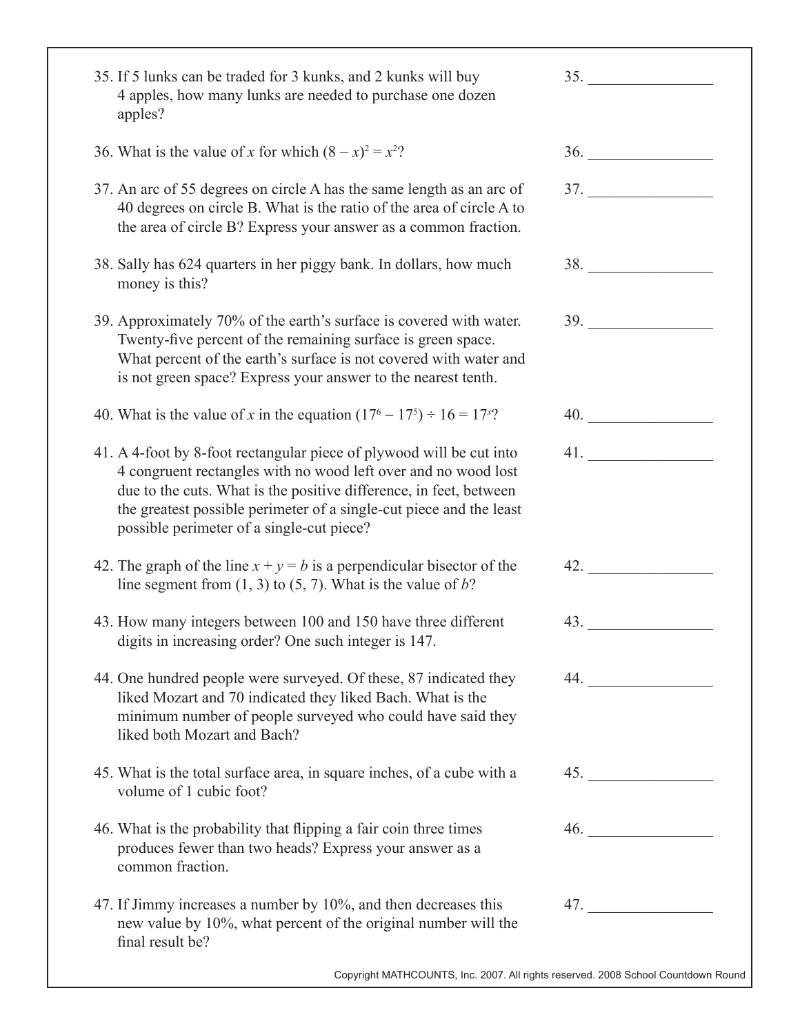35. If 5 lunks can be traded for 3 kunks, and 2 kunks will buy 4 apples, how many lunks are needed to purchase one dozen apples?

35. _______________

36. What is the value of $x$ for which $(8 - x)^2 = x^2$?

36. _______________

37. An arc of 55 degrees on circle A has the same length as an arc of 40 degrees on circle B. What is the ratio of the area of circle A to the area of circle B? Express your answer as a common fraction.

37. _______________

38. Sally has 624 quarters in her piggy bank. In dollars, how much money is this?

38. _______________

39. Approximately 70% of the earth's surface is covered with water. Twenty-five percent of the remaining surface is green space. What percent of the earth's surface is not covered with water and is not green space? Express your answer to the nearest tenth.

39. _______________

40. What is the value of $x$ in the equation $(17^6 - 17^5) \div 16 = 17^x$?

40. _______________

41. A 4-foot by 8-foot rectangular piece of plywood will be cut into 4 congruent rectangles with no wood left over and no wood lost due to the cuts. What is the positive difference, in feet, between the greatest possible perimeter of a single-cut piece and the least possible perimeter of a single-cut piece?

41. _______________

42. The graph of the line $x + y = b$ is a perpendicular bisector of the line segment from (1, 3) to (5, 7). What is the value of $b$?

42. _______________

43. How many integers between 100 and 150 have three different digits in increasing order? One such integer is 147.

43. _______________

44. One hundred people were surveyed. Of these, 87 indicated they liked Mozart and 70 indicated they liked Bach. What is the minimum number of people surveyed who could have said they liked both Mozart and Bach?

44. _______________

45. What is the total surface area, in square inches, of a cube with a volume of 1 cubic foot?

45. _______________

46. What is the probability that flipping a fair coin three times produces fewer than two heads? Express your answer as a common fraction.

46. _______________

47. If Jimmy increases a number by 10%, and then decreases this new value by 10%, what percent of the original number will the final result be?

47. _______________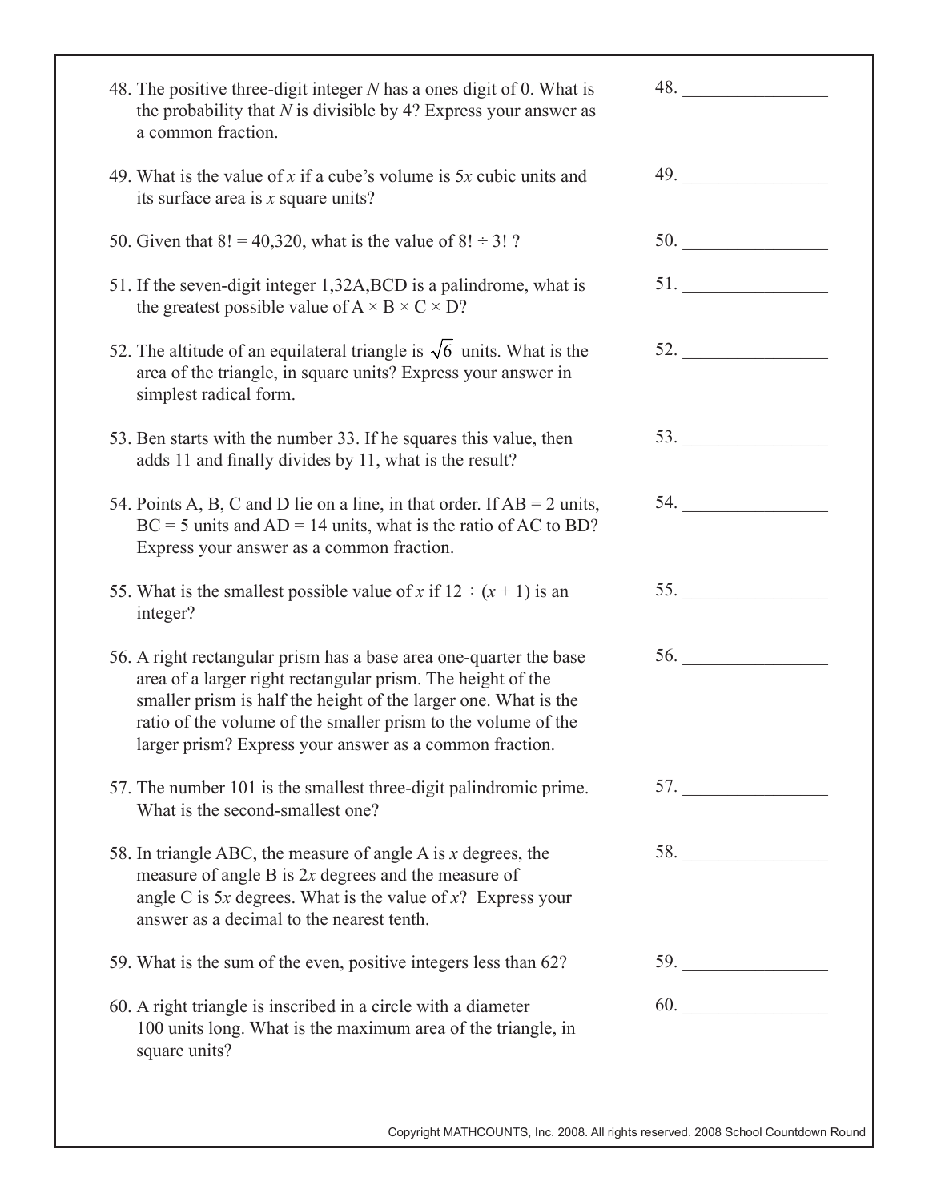48. The positive three-digit integer $N$ has a ones digit of 0. What is the probability that $N$ is divisible by 4? Express your answer as a common fraction.

48. ________________

49. What is the value of $x$ if a cube's volume is $5x$ cubic units and its surface area is $x$ square units?

49. ________________

50. Given that $8! = 40{,}320$, what is the value of $8! \div 3!$ ?

50. ________________

51. If the seven-digit integer 1,32A,BCD is a palindrome, what is the greatest possible value of $A \times B \times C \times D$?

51. ________________

52. The altitude of an equilateral triangle is $\sqrt{6}$ units. What is the area of the triangle, in square units? Express your answer in simplest radical form.

52. ________________

53. Ben starts with the number 33. If he squares this value, then adds 11 and finally divides by 11, what is the result?

53. ________________

54. Points A, B, C and D lie on a line, in that order. If AB = 2 units, BC = 5 units and AD = 14 units, what is the ratio of AC to BD? Express your answer as a common fraction.

54. ________________

55. What is the smallest possible value of $x$ if $12 \div (x + 1)$ is an integer?

55. ________________

56. A right rectangular prism has a base area one-quarter the base area of a larger right rectangular prism. The height of the smaller prism is half the height of the larger one. What is the ratio of the volume of the smaller prism to the volume of the larger prism? Express your answer as a common fraction.

56. ________________

57. The number 101 is the smallest three-digit palindromic prime. What is the second-smallest one?

57. ________________

58. In triangle ABC, the measure of angle A is $x$ degrees, the measure of angle B is $2x$ degrees and the measure of angle C is $5x$ degrees. What is the value of $x$? Express your answer as a decimal to the nearest tenth.

58. ________________

59. What is the sum of the even, positive integers less than 62?

59. ________________

60. A right triangle is inscribed in a circle with a diameter 100 units long. What is the maximum area of the triangle, in square units?

60. ________________

Copyright MATHCOUNTS, Inc. 2008. All rights reserved. 2008 School Countdown Round